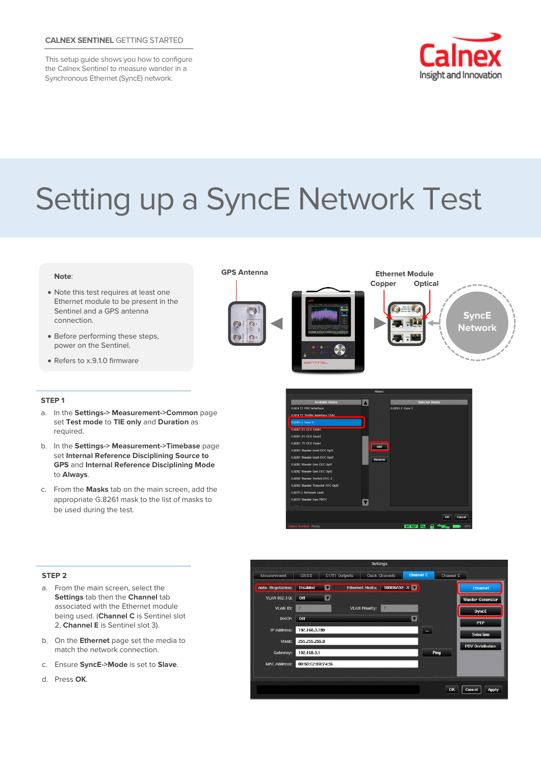**CALNEX SENTINEL** GETTING STARTED

This setup guide shows you how to configure the Calnex Sentinel to measure wander in a Synchronous Ethernet (SyncE) network.

# Setting up a SyncE Network Test

**Note**:

- Note this test requires at least one Ethernet module to be present in the Sentinel and a GPS antenna connection.
- Before performing these steps, power on the Sentinel.
- Refers to x.9.1.0 firmware

GPS Antenna

Ethernet Module

Copper

Optical

SyncE Network

## STEP 1

a. In the **Settings-> Measurement->Common** page set **Test mode** to **TIE only** and **Duration** as required.

b. In the **Settings-> Measurement->Timebase** page set **Internal Reference Disciplining Source to GPS** and **Internal Reference Disciplining Mode** to **Always**.

c. From the **Masks** tab on the main screen, add the appropriate G.8261 mask to the list of masks to be used during the test.

## STEP 2

a. From the main screen, select the **Settings** tab then the **Channel** tab associated with the Ethernet module being used. (**Channel C** is Sentinel slot 2, **Channel E** is Sentinel slot 3).

b. On the **Ethernet** page set the media to match the network connection.

c. Ensure **SyncE->Mode** is set to **Slave**.

d. Press **OK**.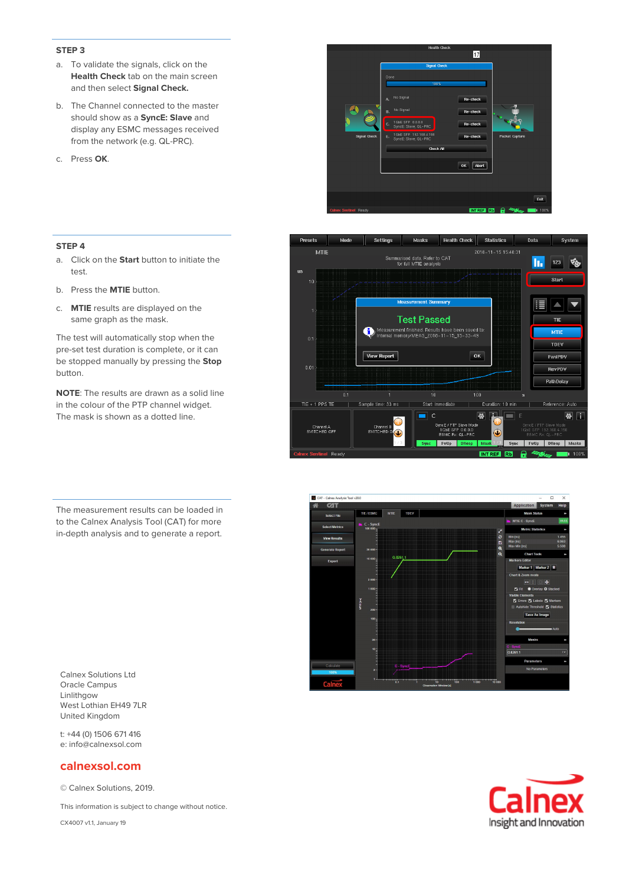### STEP 3

a. To validate the signals, click on the **Health Check** tab on the main screen and then select **Signal Check.**

b. The Channel connected to the master should show as a **SyncE: Slave** and display any ESMC messages received from the network (e.g. QL-PRC).

c. Press **OK**.

### STEP 4

a. Click on the **Start** button to initiate the test.

b. Press the **MTIE** button.

c. **MTIE** results are displayed on the same graph as the mask.

The test will automatically stop when the pre-set test duration is complete, or it can be stopped manually by pressing the **Stop** button.

**NOTE**: The results are drawn as a solid line in the colour of the PTP channel widget. The mask is shown as a dotted line.

The measurement results can be loaded in to the Calnex Analysis Tool (CAT) for more in-depth analysis and to generate a report.

Calnex Solutions Ltd
Oracle Campus
Linlithgow
West Lothian EH49 7LR
United Kingdom

t: +44 (0) 1506 671 416
e: info@calnexsol.com

**calnexsol.com**

© Calnex Solutions, 2019.

This information is subject to change without notice.

CX4007 v1.1, January 19